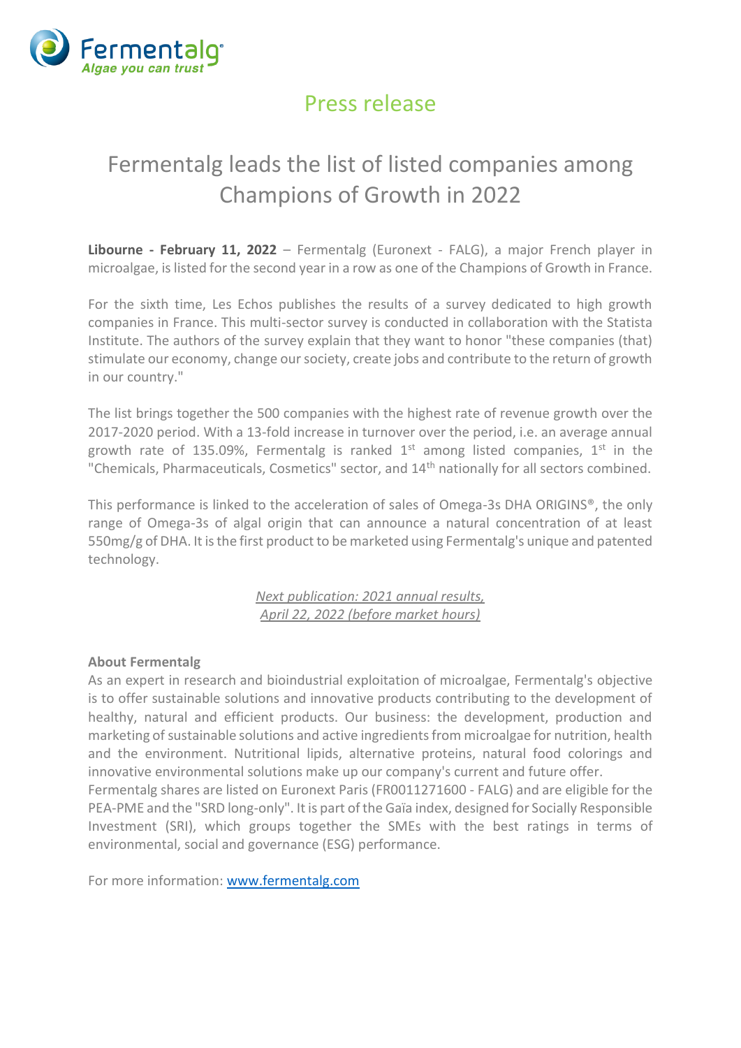Press release

# Fermentalg leads the list of listed companies among Champions of Growth in 2022

**Libourne - February 11, 2022** – Fermentalg (Euronext - FALG), a major French player in microalgae, is listed for the second year in a row as one of the Champions of Growth in France.

For the sixth time, Les Echos publishes the results of a survey dedicated to high growth companies in France. This multi-sector survey is conducted in collaboration with the Statista Institute. The authors of the survey explain that they want to honor "these companies (that) stimulate our economy, change our society, create jobs and contribute to the return of growth in our country."

The list brings together the 500 companies with the highest rate of revenue growth over the 2017-2020 period. With a 13-fold increase in turnover over the period, i.e. an average annual growth rate of 135.09%, Fermentalg is ranked 1st among listed companies, 1st in the "Chemicals, Pharmaceuticals, Cosmetics" sector, and 14th nationally for all sectors combined.

This performance is linked to the acceleration of sales of Omega-3s DHA ORIGINS®, the only range of Omega-3s of algal origin that can announce a natural concentration of at least 550mg/g of DHA. It is the first product to be marketed using Fermentalg's unique and patented technology.

*Next publication: 2021 annual results,*
*April 22, 2022 (before market hours)*

**About Fermentalg**

As an expert in research and bioindustrial exploitation of microalgae, Fermentalg's objective is to offer sustainable solutions and innovative products contributing to the development of healthy, natural and efficient products. Our business: the development, production and marketing of sustainable solutions and active ingredients from microalgae for nutrition, health and the environment. Nutritional lipids, alternative proteins, natural food colorings and innovative environmental solutions make up our company's current and future offer.
Fermentalg shares are listed on Euronext Paris (FR0011271600 - FALG) and are eligible for the PEA-PME and the "SRD long-only". It is part of the Gaïa index, designed for Socially Responsible Investment (SRI), which groups together the SMEs with the best ratings in terms of environmental, social and governance (ESG) performance.

For more information: [www.fermentalg.com](http://www.fermentalg.com)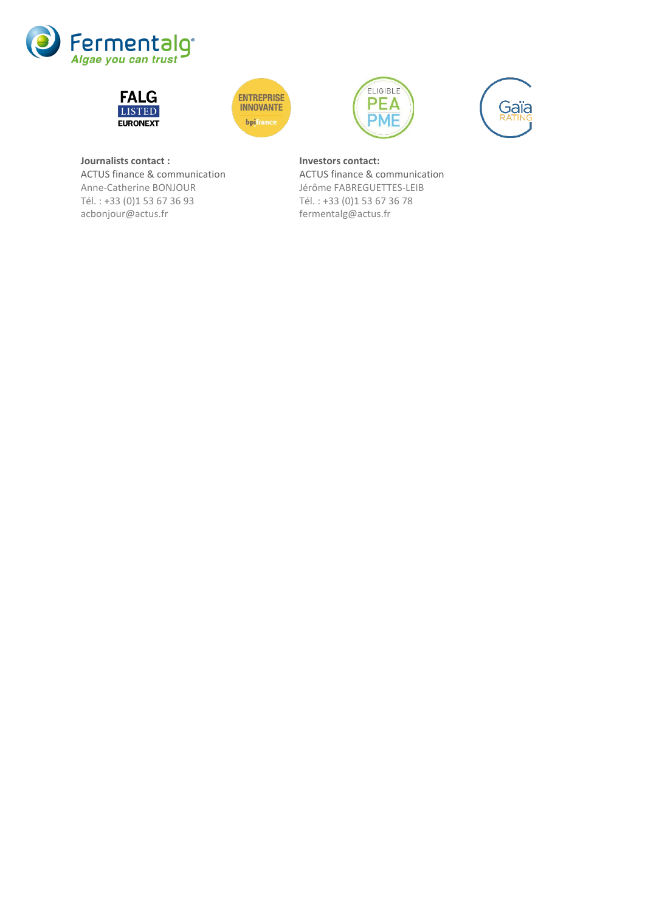**Journalists contact :**
ACTUS finance & communication
Anne-Catherine BONJOUR
Tél. : +33 (0)1 53 67 36 93
acbonjour@actus.fr

**Investors contact:**
ACTUS finance & communication
Jérôme FABREGUETTES-LEIB
Tél. : +33 (0)1 53 67 36 78
fermentalg@actus.fr